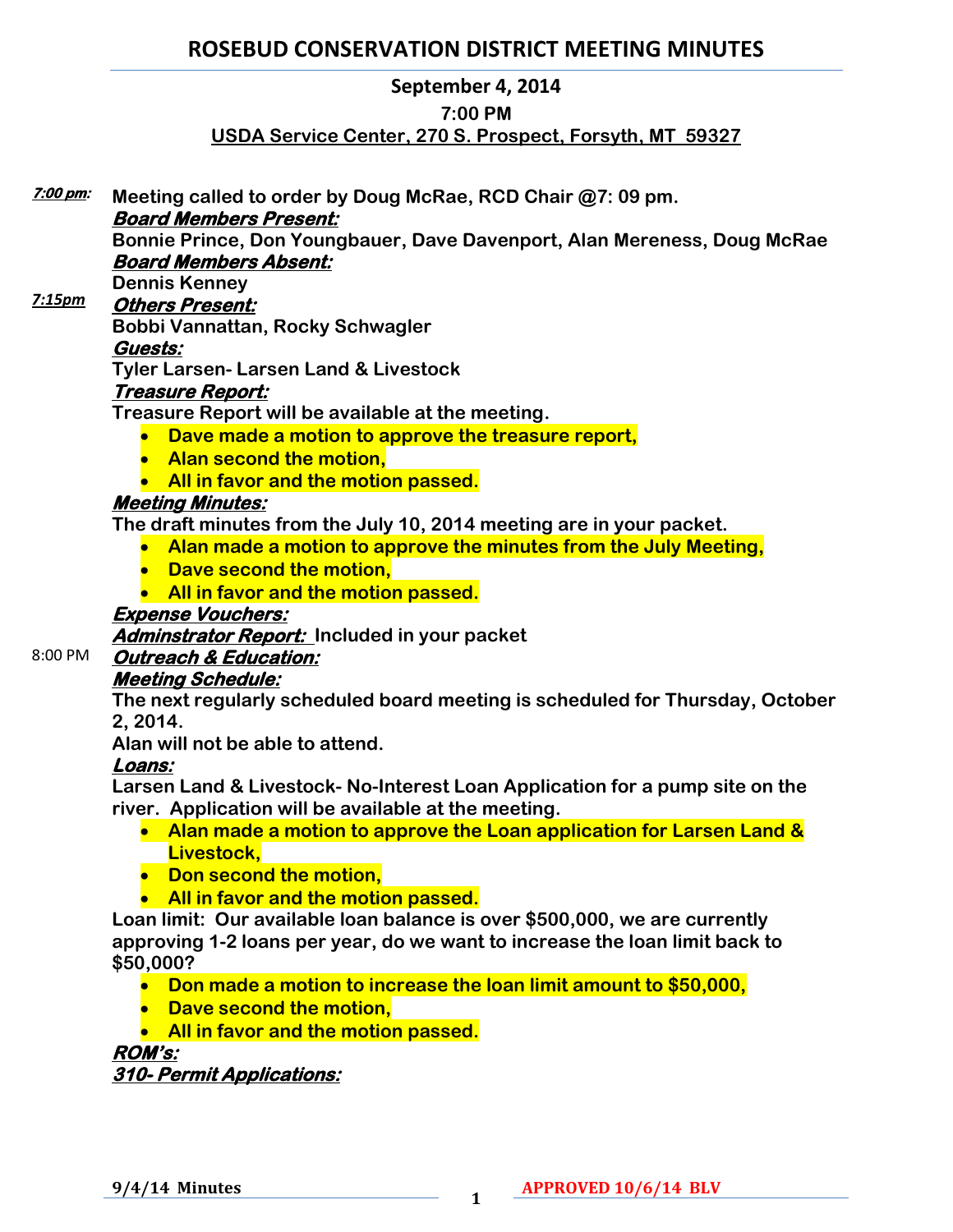# ROSEBUD CONSERVATION DISTRICT MEETING MINUTES

## September 4, 2014

### 7:00 PM

**USDA Service Center, 270 S. Prospect, Forsyth, MT 59327**

***7:00 pm:*** **Meeting called to order by Doug McRae, RCD Chair @7: 09 pm.**

***Board Members Present:***

**Bonnie Prince, Don Youngbauer, Dave Davenport, Alan Mereness, Doug McRae**

***Board Members Absent:***

**Dennis Kenney**

***7:15pm*** ***Others Present:***

**Bobbi Vannattan, Rocky Schwagler**

***Guests:***

**Tyler Larsen- Larsen Land & Livestock**

***Treasure Report:***

**Treasure Report will be available at the meeting.**

- **Dave made a motion to approve the treasure report,**
- **Alan second the motion,**
- **All in favor and the motion passed.**

***Meeting Minutes:***

**The draft minutes from the July 10, 2014 meeting are in your packet.**

- **Alan made a motion to approve the minutes from the July Meeting,**
- **Dave second the motion,**
- **All in favor and the motion passed.**

***Expense Vouchers:***

***Adminstrator Report:*** **Included in your packet**

8:00 PM ***Outreach & Education:***

***Meeting Schedule:***

**The next regularly scheduled board meeting is scheduled for Thursday, October 2, 2014.**

**Alan will not be able to attend.**

***Loans:***

**Larsen Land & Livestock- No-Interest Loan Application for a pump site on the river. Application will be available at the meeting.**

- **Alan made a motion to approve the Loan application for Larsen Land & Livestock,**
- **Don second the motion,**
- **All in favor and the motion passed.**

**Loan limit: Our available loan balance is over $500,000, we are currently approving 1-2 loans per year, do we want to increase the loan limit back to $50,000?**

- **Don made a motion to increase the loan limit amount to $50,000,**
- **Dave second the motion,**
- **All in favor and the motion passed.**

***ROM's:***

***310- Permit Applications:***

**9/4/14 Minutes** **APPROVED 10/6/14 BLV**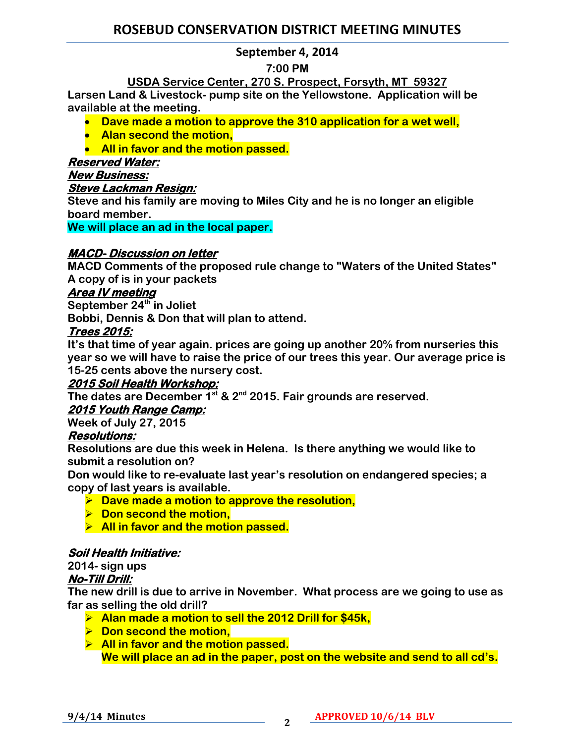# ROSEBUD CONSERVATION DISTRICT MEETING MINUTES

**September 4, 2014**

**7:00 PM**

**USDA Service Center, 270 S. Prospect, Forsyth, MT 59327**

**Larsen Land & Livestock- pump site on the Yellowstone. Application will be available at the meeting.**

- **Dave made a motion to approve the 310 application for a wet well,**
- **Alan second the motion,**
- **All in favor and the motion passed.**

***Reserved Water:***

***New Business:***

***Steve Lackman Resign:***

**Steve and his family are moving to Miles City and he is no longer an eligible board member.**

**We will place an ad in the local paper.**

***MACD- Discussion on letter***

**MACD Comments of the proposed rule change to "Waters of the United States" A copy of is in your packets**

***Area IV meeting***

**September 24th in Joliet**

**Bobbi, Dennis & Don that will plan to attend.**

***Trees 2015:***

**It's that time of year again. prices are going up another 20% from nurseries this year so we will have to raise the price of our trees this year. Our average price is 15-25 cents above the nursery cost.**

***2015 Soil Health Workshop:***

**The dates are December 1st & 2nd 2015. Fair grounds are reserved.**

***2015 Youth Range Camp:***

**Week of July 27, 2015**

***Resolutions:***

**Resolutions are due this week in Helena. Is there anything we would like to submit a resolution on?**

**Don would like to re-evaluate last year's resolution on endangered species; a copy of last years is available.**

- **Dave made a motion to approve the resolution,**
- **Don second the motion,**
- **All in favor and the motion passed.**

***Soil Health Initiative:***

**2014- sign ups**

***No-Till Drill:***

**The new drill is due to arrive in November. What process are we going to use as far as selling the old drill?**

- **Alan made a motion to sell the 2012 Drill for $45k,**
- **Don second the motion,**
- **All in favor and the motion passed.**
  **We will place an ad in the paper, post on the website and send to all cd's.**

**9/4/14 Minutes** **APPROVED 10/6/14 BLV**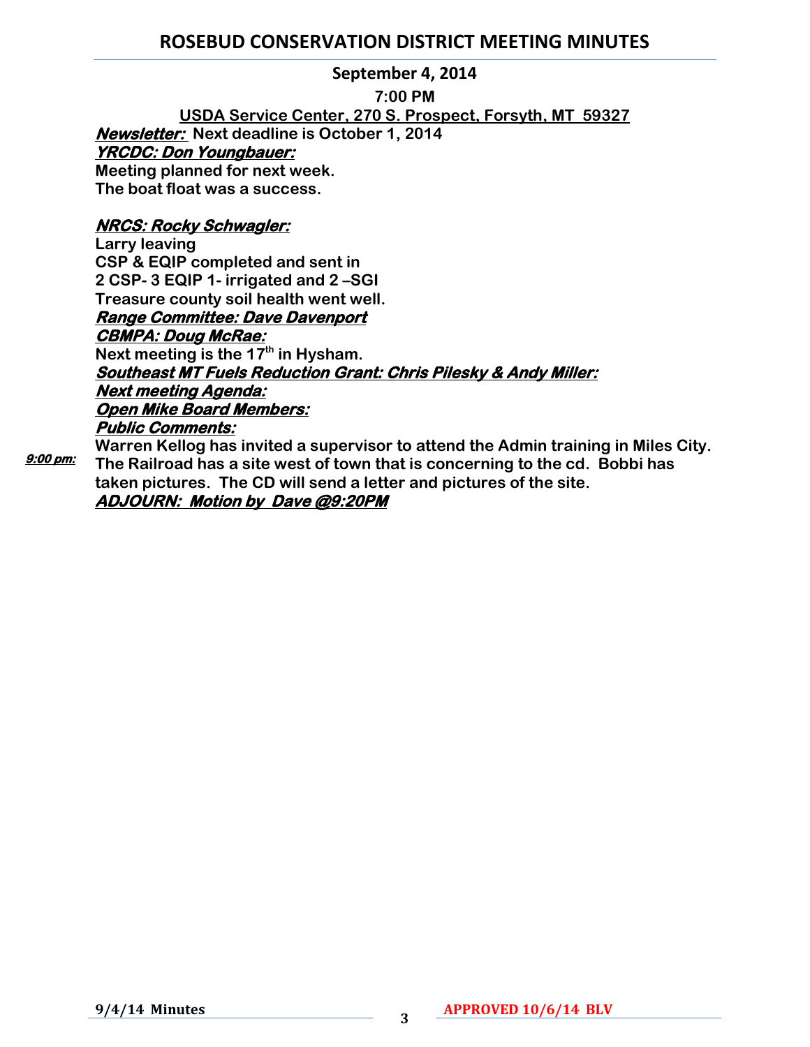## ROSEBUD CONSERVATION DISTRICT MEETING MINUTES

**September 4, 2014**

**7:00 PM**

**USDA Service Center, 270 S. Prospect, Forsyth, MT 59327**

***Newsletter:*** **Next deadline is October 1, 2014**

***YRCDC: Don Youngbauer:***

**Meeting planned for next week.**

**The boat float was a success.**

***NRCS: Rocky Schwagler:***

**Larry leaving**

**CSP & EQIP completed and sent in**

**2 CSP- 3 EQIP 1- irrigated and 2 –SGI**

**Treasure county soil health went well.**

***Range Committee: Dave Davenport***

***CBMPA: Doug McRae:***

**Next meeting is the 17th in Hysham.**

***Southeast MT Fuels Reduction Grant: Chris Pilesky & Andy Miller:***

***Next meeting Agenda:***

***Open Mike Board Members:***

***Public Comments:***

**Warren Kellog has invited a supervisor to attend the Admin training in Miles City.**

***9:00 pm:*** **The Railroad has a site west of town that is concerning to the cd. Bobbi has taken pictures. The CD will send a letter and pictures of the site.**

***ADJOURN: Motion by Dave @9:20PM***

**9/4/14 Minutes** **APPROVED 10/6/14 BLV**